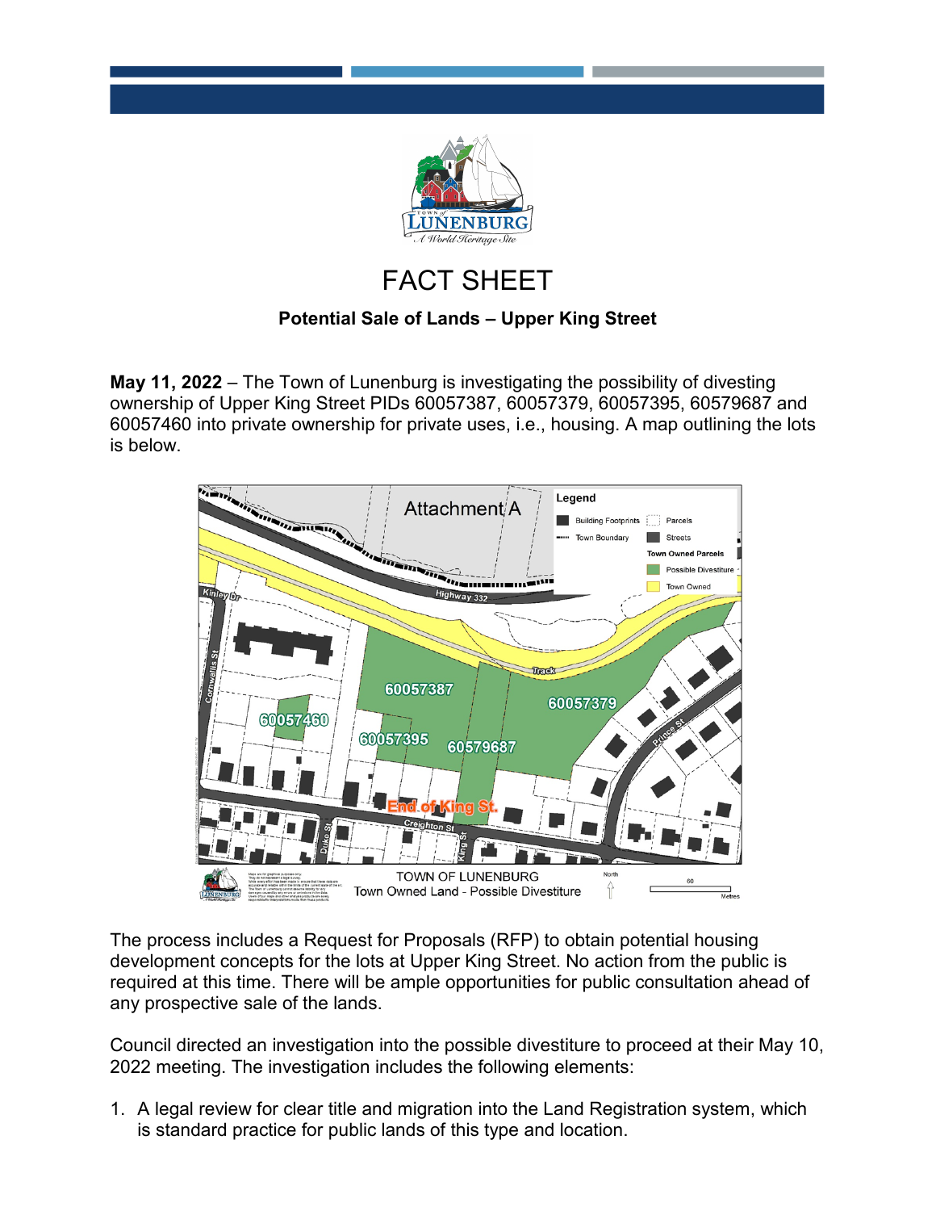# FACT SHEET

**Potential Sale of Lands – Upper King Street**

**May 11, 2022** – The Town of Lunenburg is investigating the possibility of divesting ownership of Upper King Street PIDs 60057387, 60057379, 60057395, 60579687 and 60057460 into private ownership for private uses, i.e., housing. A map outlining the lots is below.

The process includes a Request for Proposals (RFP) to obtain potential housing development concepts for the lots at Upper King Street. No action from the public is required at this time. There will be ample opportunities for public consultation ahead of any prospective sale of the lands.

Council directed an investigation into the possible divestiture to proceed at their May 10, 2022 meeting. The investigation includes the following elements:

1. A legal review for clear title and migration into the Land Registration system, which is standard practice for public lands of this type and location.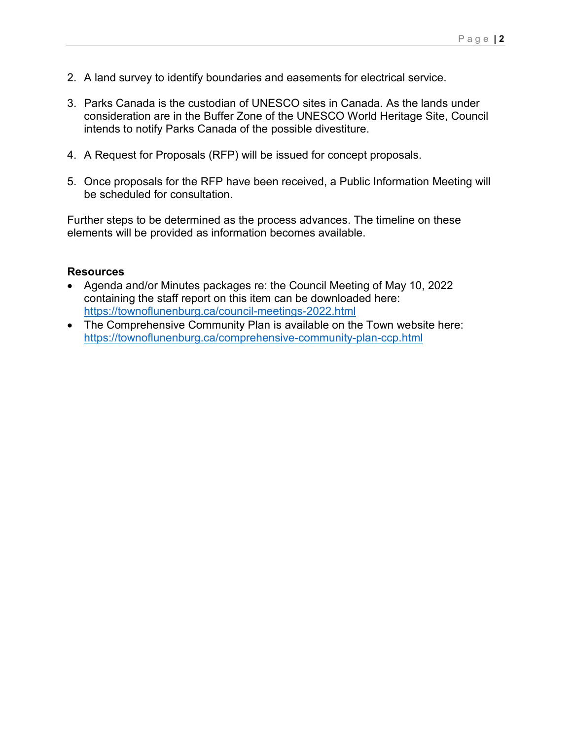2. A land survey to identify boundaries and easements for electrical service.

3. Parks Canada is the custodian of UNESCO sites in Canada. As the lands under consideration are in the Buffer Zone of the UNESCO World Heritage Site, Council intends to notify Parks Canada of the possible divestiture.

4. A Request for Proposals (RFP) will be issued for concept proposals.

5. Once proposals for the RFP have been received, a Public Information Meeting will be scheduled for consultation.

Further steps to be determined as the process advances. The timeline on these elements will be provided as information becomes available.

**Resources**

- Agenda and/or Minutes packages re: the Council Meeting of May 10, 2022 containing the staff report on this item can be downloaded here: [https://townoflunenburg.ca/council-meetings-2022.html](https://townoflunenburg.ca/council-meetings-2022.html)
- The Comprehensive Community Plan is available on the Town website here: [https://townoflunenburg.ca/comprehensive-community-plan-ccp.html](https://townoflunenburg.ca/comprehensive-community-plan-ccp.html)